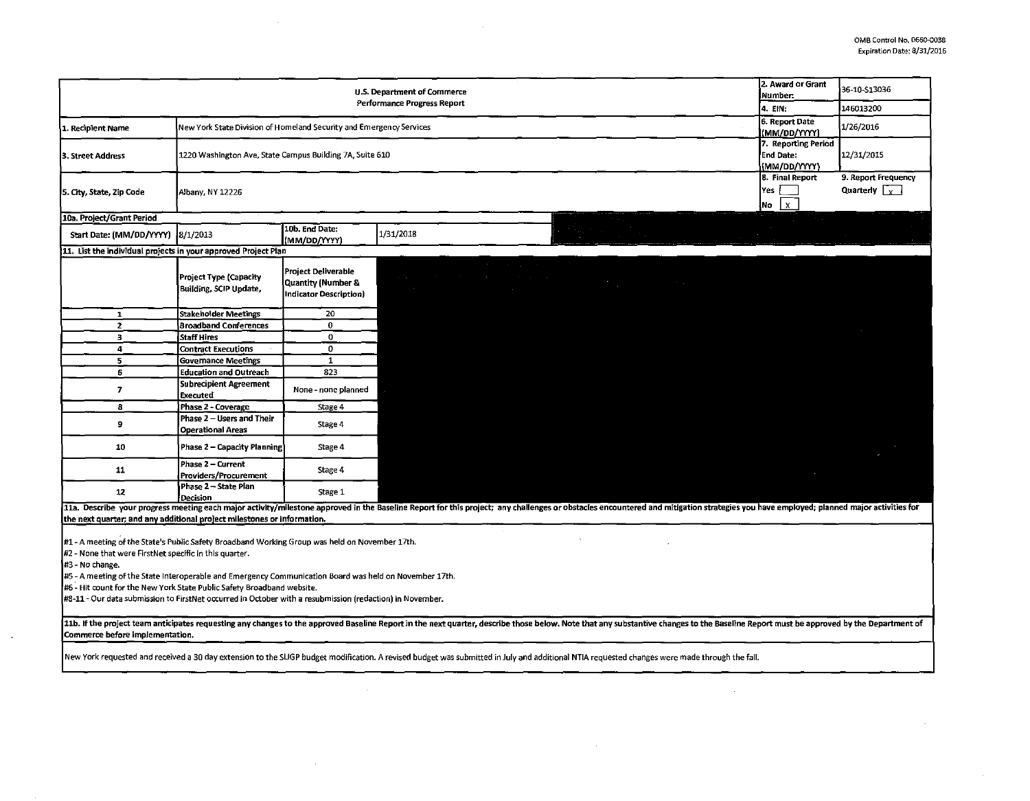OMB Control No. 0660-0038
Expiration Date: 8/31/2016

| U.S. Department of Commerce Performance Progress Report | | 2. Award or Grant Number: | 36-10-S13036 |
|---|---|---|---|
| | | 4. EIN: | 146013200 |
| 1. Recipient Name | New York State Division of Homeland Security and Emergency Services | 6. Report Date (MM/DD/YYYY) | 1/26/2016 |
| 3. Street Address | 1220 Washington Ave, State Campus Building 7A, Suite 610 | 7. Reporting Period End Date: (MM/DD/YYYY) | 12/31/2015 |
| 5. City, State, Zip Code | Albany, NY 12226 | 8. Final Report Yes [ ] No [x] | 9. Report Frequency Quarterly [x] |

**10a. Project/Grant Period**

| Start Date: (MM/DD/YYYY) | 8/1/2013 | 10b. End Date: (MM/DD/YYYY) | 1/31/2018 |
|---|---|---|---|

**11. List the individual projects in your approved Project Plan**

| | Project Type (Capacity Building, SCIP Update, | Project Deliverable Quantity (Number & Indicator Description) |
|---|---|---|
| 1 | Stakeholder Meetings | 20 |
| 2 | Broadband Conferences | 0 |
| 3 | Staff Hires | 0 |
| 4 | Contract Executions | 0 |
| 5 | Governance Meetings | 1 |
| 6 | Education and Outreach | 823 |
| 7 | Subrecipient Agreement Executed | None - none planned |
| 8 | Phase 2 - Coverage | Stage 4 |
| 9 | Phase 2 – Users and Their Operational Areas | Stage 4 |
| 10 | Phase 2 – Capacity Planning | Stage 4 |
| 11 | Phase 2 – Current Providers/Procurement | Stage 4 |
| 12 | Phase 2 – State Plan Decision | Stage 1 |

**11a. Describe your progress meeting each major activity/milestone approved in the Baseline Report for this project; any challenges or obstacles encountered and mitigation strategies you have employed; planned major activities for the next quarter; and any additional project milestones or information.**

#1 - A meeting of the State's Public Safety Broadband Working Group was held on November 17th.
#2 - None that were FirstNet specific in this quarter.
#3 - No change.
#5 - A meeting of the State Interoperable and Emergency Communication Board was held on November 17th.
#6 - Hit count for the New York State Public Safety Broadband website.
#8-11 - Our data submission to FirstNet occurred in October with a resubmission (redaction) in November.

**11b. If the project team anticipates requesting any changes to the approved Baseline Report in the next quarter, describe those below. Note that any substantive changes to the Baseline Report must be approved by the Department of Commerce before implementation.**

New York requested and received a 30 day extension to the SLIGP budget modification. A revised budget was submitted in July and additional NTIA requested changes were made through the fall.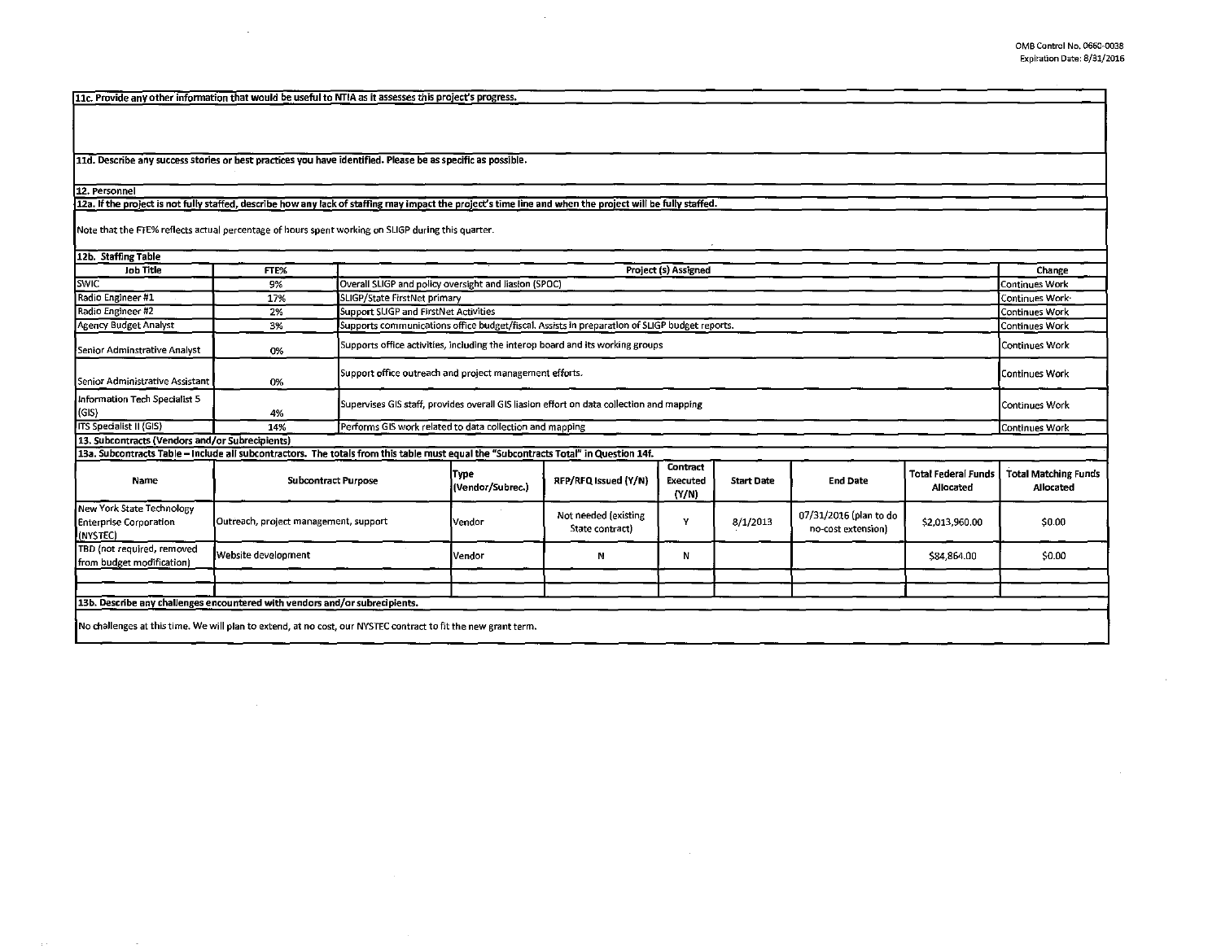**11c. Provide any other information that would be useful to NTIA as it assesses this project's progress.**

**11d. Describe any success stories or best practices you have identified. Please be as specific as possible.**

**12. Personnel**

**12a. If the project is not fully staffed, describe how any lack of staffing may impact the project's time line and when the project will be fully staffed.**

Note that the FTE% reflects actual percentage of hours spent working on SLIGP during this quarter.

**12b. Staffing Table**

| Job Title | FTE% | Project (s) Assigned | Change |
|---|---|---|---|
| SWIC | 9% | Overall SLIGP and policy oversight and liasion (SPOC) | Continues Work |
| Radio Engineer #1 | 17% | SLIGP/State FirstNet primary | Continues Work |
| Radio Engineer #2 | 2% | Support SLIGP and FirstNet Activities | Continues Work |
| Agency Budget Analyst | 3% | Supports communications office budget/fiscal. Assists in preparation of SLIGP budget reports. | Continues Work |
| Senior Adminstrative Analyst | 0% | Supports office activities, including the interop board and its working groups | Continues Work |
| Senior Administrative Assistant | 0% | Support office outreach and project management efforts. | Continues Work |
| Information Tech Specialist 5 (GIS) | 4% | Supervises GIS staff, provides overall GIS liasion effort on data collection and mapping | Continues Work |
| ITS Specialist II (GIS) | 14% | Performs GIS work related to data collection and mapping | Continues Work |

**13. Subcontracts (Vendors and/or Subrecipients)**

**13a. Subcontracts Table – Include all subcontractors. The totals from this table must equal the "Subcontracts Total" in Question 14f.**

| Name | Subcontract Purpose | Type (Vendor/Subrec.) | RFP/RFQ Issued (Y/N) | Contract Executed (Y/N) | Start Date | End Date | Total Federal Funds Allocated | Total Matching Funds Allocated |
|---|---|---|---|---|---|---|---|---|
| New York State Technology Enterprise Corporation (NYSTEC) | Outreach, project management, support | Vendor | Not needed (existing State contract) | Y | 8/1/2013 | 07/31/2016 (plan to do no-cost extension) | $2,013,960.00 | $0.00 |
| TBD (not required, removed from budget modification) | Website development | Vendor | N | N | | | $84,864.00 | $0.00 |
| | | | | | | | | |
| | | | | | | | | |

**13b. Describe any challenges encountered with vendors and/or subrecipients.**

No challenges at this time. We will plan to extend, at no cost, our NYSTEC contract to fit the new grant term.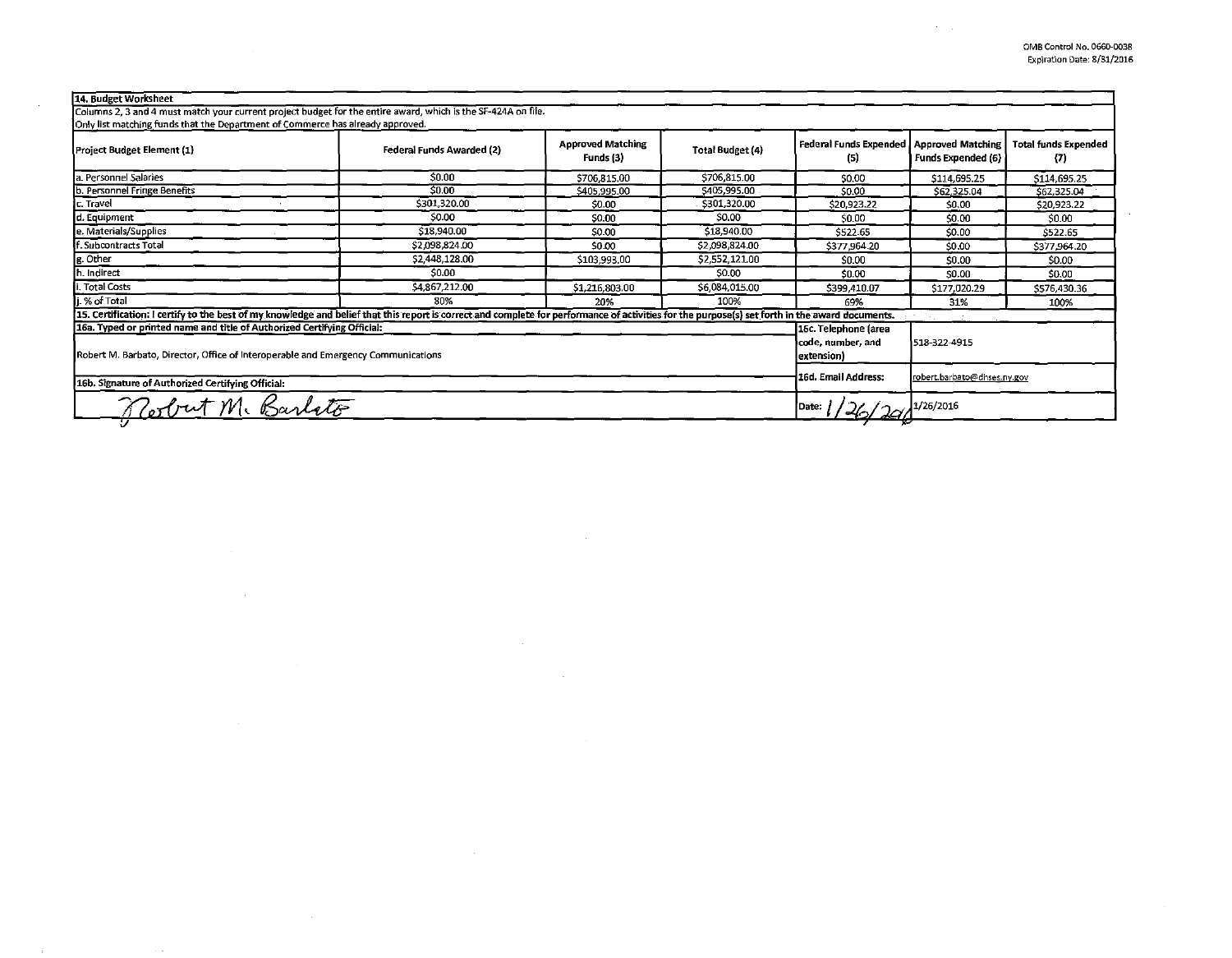OMB Control No. 0660-0038
Expiration Date: 8/31/2016

| 14. Budget Worksheet | | | | | | |
|---|---|---|---|---|---|---|
| Columns 2, 3 and 4 must match your current project budget for the entire award, which is the SF-424A on file. Only list matching funds that the Department of Commerce has already approved. | | | | | | |
| Project Budget Element (1) | Federal Funds Awarded (2) | Approved Matching Funds (3) | Total Budget (4) | Federal Funds Expended (5) | Approved Matching Funds Expended (6) | Total funds Expended (7) |
| a. Personnel Salaries | $0.00 | $706,815.00 | $706,815.00 | $0.00 | $114,695.25 | $114,695.25 |
| b. Personnel Fringe Benefits | $0.00 | $405,995.00 | $405,995.00 | $0.00 | $62,325.04 | $62,325.04 |
| c. Travel | $301,320.00 | $0.00 | $301,320.00 | $20,923.22 | $0.00 | $20,923.22 |
| d. Equipment | $0.00 | $0.00 | $0.00 | $0.00 | $0.00 | $0.00 |
| e. Materials/Supplies | $18,940.00 | $0.00 | $18,940.00 | $522.65 | $0.00 | $522.65 |
| f. Subcontracts Total | $2,098,824.00 | $0.00 | $2,098,824.00 | $377,964.20 | $0.00 | $377,964.20 |
| g. Other | $2,448,128.00 | $103,993.00 | $2,552,121.00 | $0.00 | $0.00 | $0.00 |
| h. Indirect | $0.00 | | $0.00 | $0.00 | $0.00 | $0.00 |
| i. Total Costs | $4,867,212.00 | $1,216,803.00 | $6,084,015.00 | $399,410.07 | $177,020.29 | $576,430.36 |
| j. % of Total | 80% | 20% | 100% | 69% | 31% | 100% |

**15. Certification: I certify to the best of my knowledge and belief that this report is correct and complete for performance of activities for the purpose(s) set forth in the award documents.**

| 16a. Typed or printed name and title of Authorized Certifying Official: | 16c. Telephone (area code, number, and extension) | 518-322-4915 |
|---|---|---|
| Robert M. Barbato, Director, Office of Interoperable and Emergency Communications | | |
| 16b. Signature of Authorized Certifying Official: | 16d. Email Address: | robert.barbato@dhses.ny.gov |
| Robert M. Barbato | Date: 1/26/2016 | 1/26/2016 |